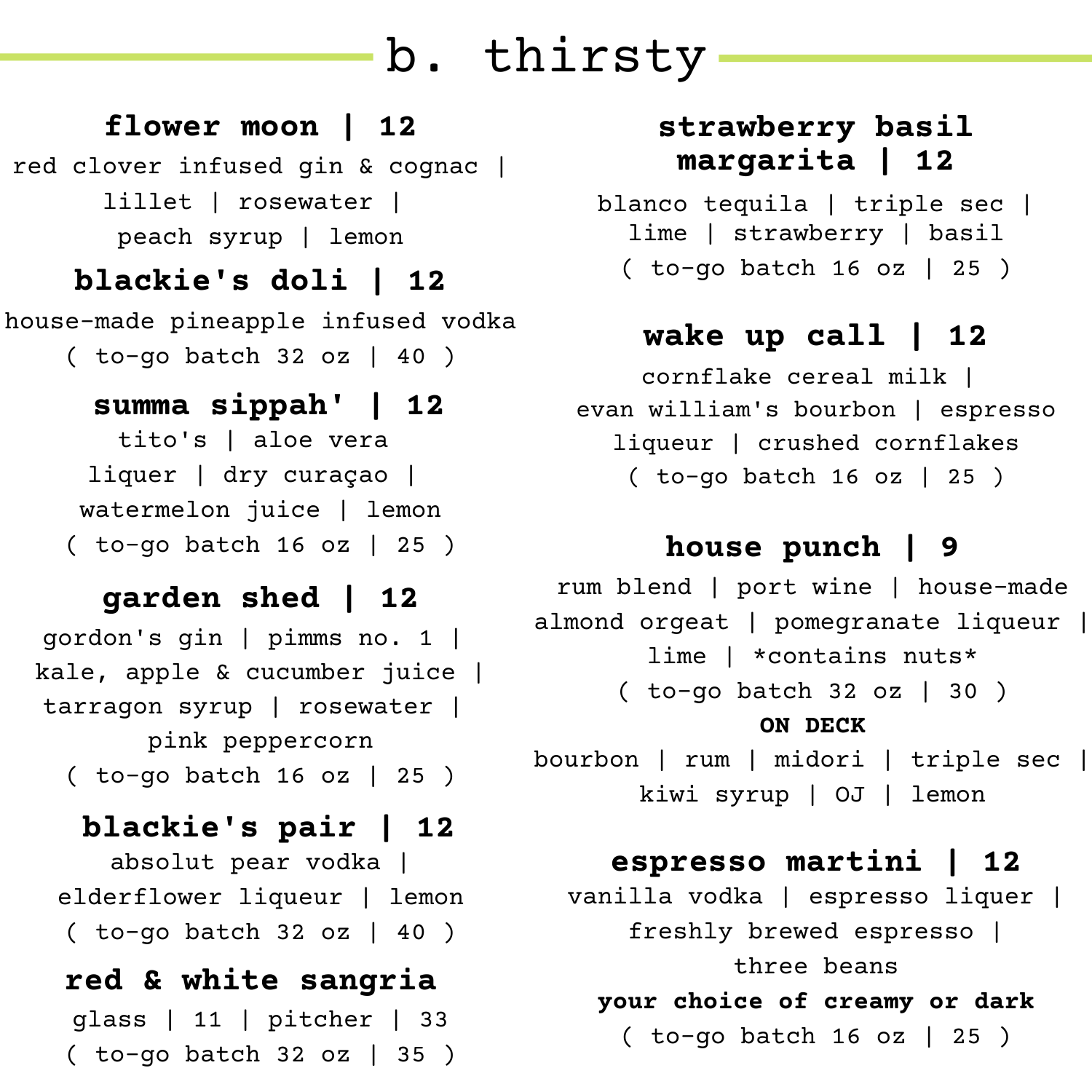# b. thirsty

## flower moon | 12

red clover infused gin & cognac | lillet | rosewater | peach syrup | lemon

## blackie's doli | 12

house-made pineapple infused vodka

( to-go batch 32 oz | 40 )

## summa sippah' | 12

tito's | aloe vera liquer | dry curaçao | watermelon juice | lemon

( to-go batch 16 oz | 25 )

## garden shed | 12

gordon's gin | pimms no. 1 | kale, apple & cucumber juice | tarragon syrup | rosewater | pink peppercorn

( to-go batch 16 oz | 25 )

## blackie's pair | 12

absolut pear vodka | elderflower liqueur | lemon

( to-go batch 32 oz | 40 )

## red & white sangria

glass | 11 | pitcher | 33

( to-go batch 32 oz | 35 )

## strawberry basil margarita | 12

blanco tequila | triple sec | lime | strawberry | basil

( to-go batch 16 oz | 25 )

## wake up call | 12

cornflake cereal milk | evan william's bourbon | espresso liqueur | crushed cornflakes

( to-go batch 16 oz | 25 )

## house punch | 9

rum blend | port wine | house-made almond orgeat | pomegranate liqueur | lime | *contains nuts*

( to-go batch 32 oz | 30 )

**ON DECK**

bourbon | rum | midori | triple sec | kiwi syrup | OJ | lemon

## espresso martini | 12

vanilla vodka | espresso liquer | freshly brewed espresso | three beans

**your choice of creamy or dark**

( to-go batch 16 oz | 25 )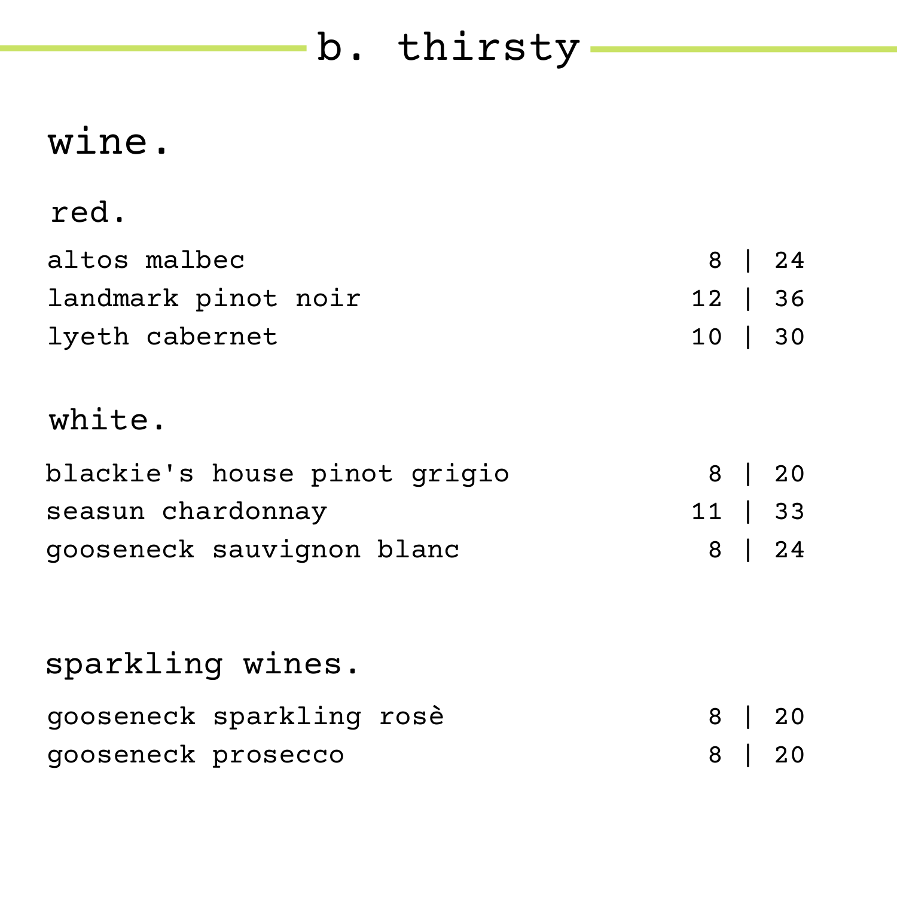# b. thirsty

## wine.

### red.

| | |
|---|---|
| altos malbec | 8 \| 24 |
| landmark pinot noir | 12 \| 36 |
| lyeth cabernet | 10 \| 30 |

### white.

| | |
|---|---|
| blackie's house pinot grigio | 8 \| 20 |
| seasun chardonnay | 11 \| 33 |
| gooseneck sauvignon blanc | 8 \| 24 |

### sparkling wines.

| | |
|---|---|
| gooseneck sparkling rosè | 8 \| 20 |
| gooseneck prosecco | 8 \| 20 |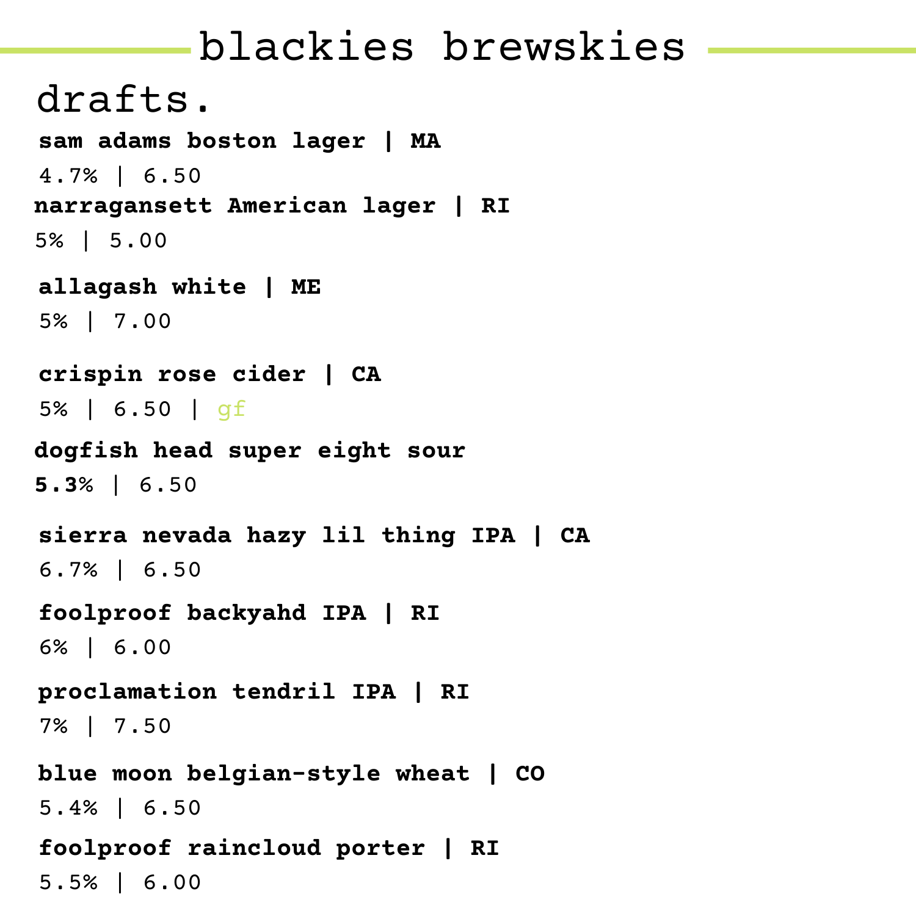# blackies brewskies

## drafts.

**sam adams boston lager | MA**
4.7% | 6.50

**narragansett American lager | RI**
5% | 5.00

**allagash white | ME**
5% | 7.00

**crispin rose cider | CA**
5% | 6.50 | gf

**dogfish head super eight sour**
**5.3**% | 6.50

**sierra nevada hazy lil thing IPA | CA**
6.7% | 6.50

**foolproof backyahd IPA | RI**
6% | 6.00

**proclamation tendril IPA | RI**
7% | 7.50

**blue moon belgian-style wheat | CO**
5.4% | 6.50

**foolproof raincloud porter | RI**
5.5% | 6.00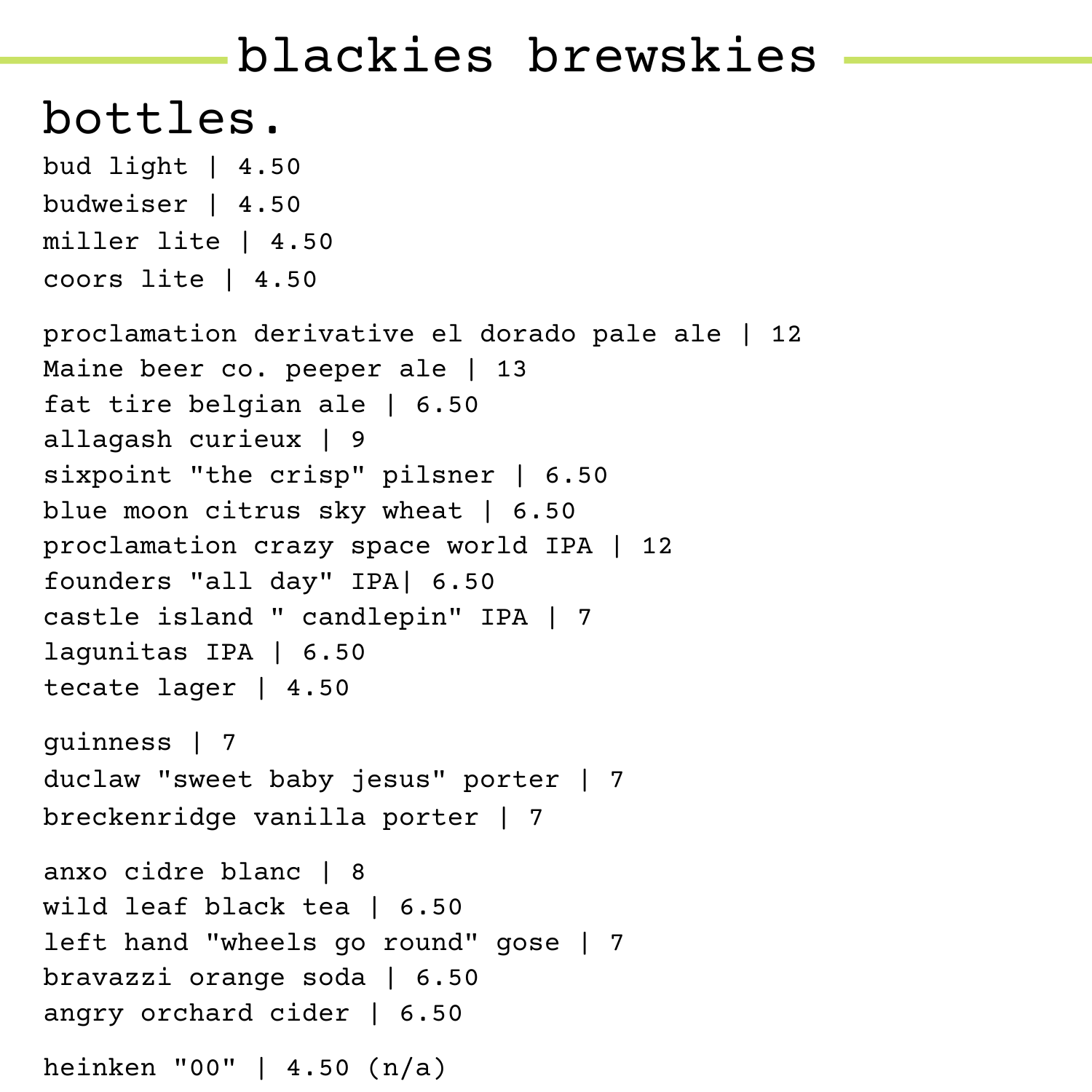# blackies brewskies

## bottles.

bud light | 4.50
budweiser | 4.50
miller lite | 4.50
coors lite | 4.50

proclamation derivative el dorado pale ale | 12
Maine beer co. peeper ale | 13
fat tire belgian ale | 6.50
allagash curieux | 9
sixpoint "the crisp" pilsner | 6.50
blue moon citrus sky wheat | 6.50
proclamation crazy space world IPA | 12
founders "all day" IPA| 6.50
castle island " candlepin" IPA | 7
lagunitas IPA | 6.50
tecate lager | 4.50

guinness | 7
duclaw "sweet baby jesus" porter | 7
breckenridge vanilla porter | 7

anxo cidre blanc | 8
wild leaf black tea | 6.50
left hand "wheels go round" gose | 7
bravazzi orange soda | 6.50
angry orchard cider | 6.50

heinken "00" | 4.50 (n/a)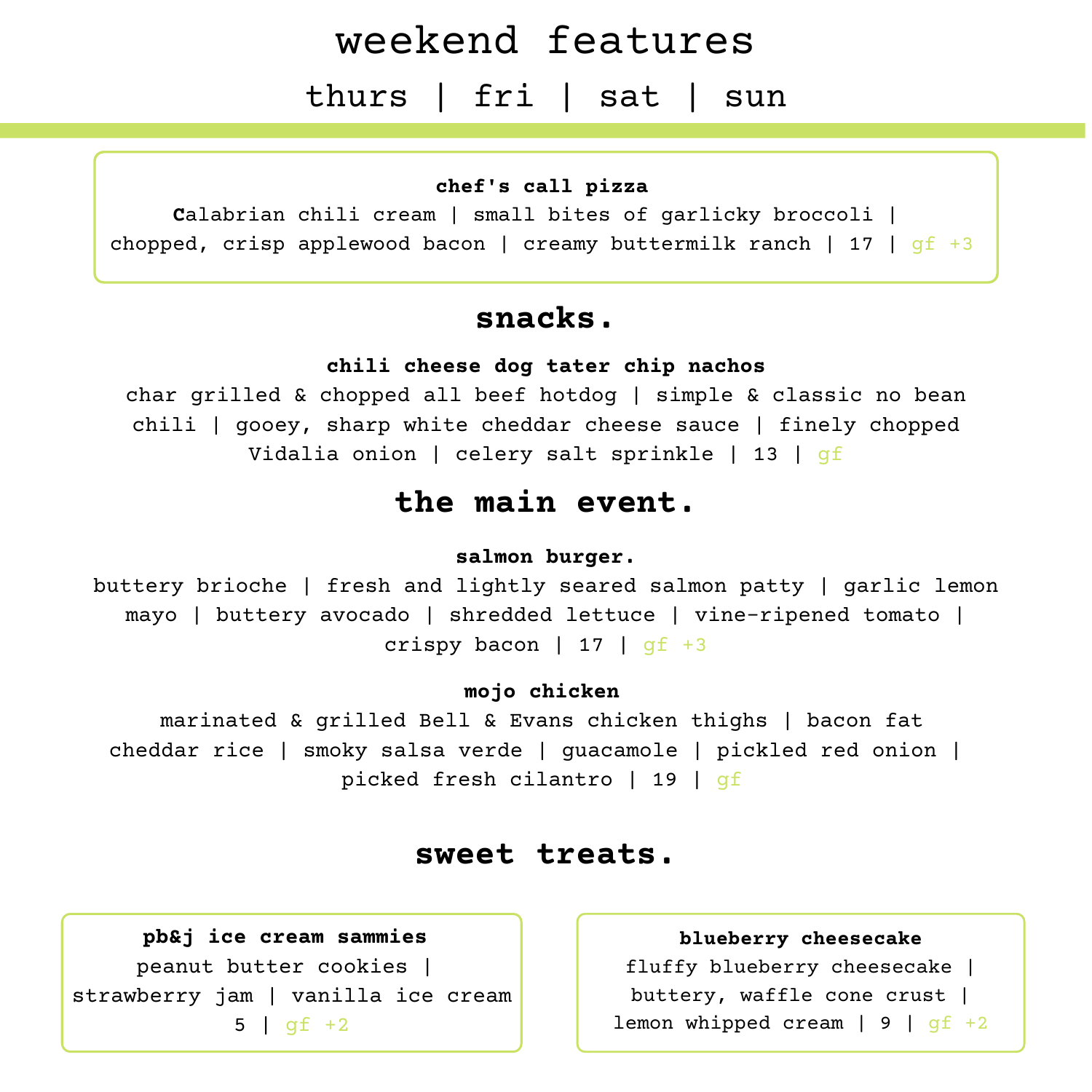# weekend features

## thurs | fri | sat | sun

**chef's call pizza**

Calabrian chili cream | small bites of garlicky broccoli | chopped, crisp applewood bacon | creamy buttermilk ranch | 17 | gf +3

## snacks.

**chili cheese dog tater chip nachos**

char grilled & chopped all beef hotdog | simple & classic no bean chili | gooey, sharp white cheddar cheese sauce | finely chopped Vidalia onion | celery salt sprinkle | 13 | gf

## the main event.

**salmon burger.**

buttery brioche | fresh and lightly seared salmon patty | garlic lemon mayo | buttery avocado | shredded lettuce | vine-ripened tomato | crispy bacon | 17 | gf +3

**mojo chicken**

marinated & grilled Bell & Evans chicken thighs | bacon fat cheddar rice | smoky salsa verde | guacamole | pickled red onion | picked fresh cilantro | 19 | gf

## sweet treats.

**pb&j ice cream sammies**

peanut butter cookies | strawberry jam | vanilla ice cream
5 | gf +2

**blueberry cheesecake**

fluffy blueberry cheesecake | buttery, waffle cone crust | lemon whipped cream | 9 | gf +2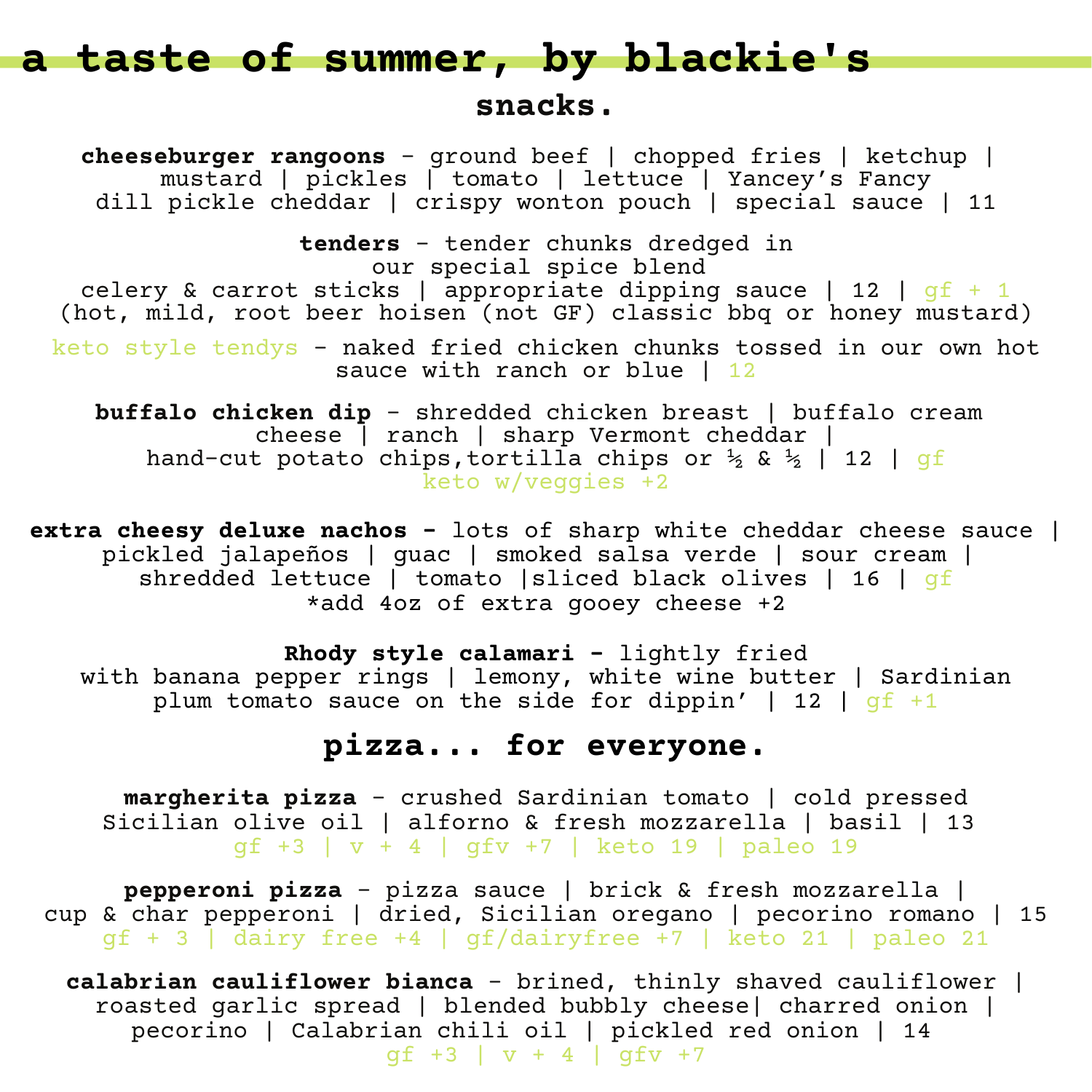# a taste of summer, by blackie's

## snacks.

**cheeseburger rangoons** - ground beef | chopped fries | ketchup | mustard | pickles | tomato | lettuce | Yancey's Fancy dill pickle cheddar | crispy wonton pouch | special sauce | 11

**tenders** - tender chunks dredged in our special spice blend
celery & carrot sticks | appropriate dipping sauce | 12 | gf + 1
(hot, mild, root beer hoisen (not GF) classic bbq or honey mustard)

keto style tendys - naked fried chicken chunks tossed in our own hot sauce with ranch or blue | 12

**buffalo chicken dip** - shredded chicken breast | buffalo cream cheese | ranch | sharp Vermont cheddar | hand-cut potato chips,tortilla chips or ½ & ½ | 12 | gf
keto w/veggies +2

**extra cheesy deluxe nachos -** lots of sharp white cheddar cheese sauce | pickled jalapeños | guac | smoked salsa verde | sour cream | shredded lettuce | tomato |sliced black olives | 16 | gf
*add 4oz of extra gooey cheese +2

**Rhody style calamari -** lightly fried with banana pepper rings | lemony, white wine butter | Sardinian plum tomato sauce on the side for dippin' | 12 | gf +1

## pizza... for everyone.

**margherita pizza** - crushed Sardinian tomato | cold pressed Sicilian olive oil | alforno & fresh mozzarella | basil | 13
gf +3 | v + 4 | gfv +7 | keto 19 | paleo 19

**pepperoni pizza** - pizza sauce | brick & fresh mozzarella | cup & char pepperoni | dried, Sicilian oregano | pecorino romano | 15
gf + 3 | dairy free +4 | gf/dairyfree +7 | keto 21 | paleo 21

**calabrian cauliflower bianca** - brined, thinly shaved cauliflower | roasted garlic spread | blended bubbly cheese| charred onion | pecorino | Calabrian chili oil | pickled red onion | 14
gf +3 | v + 4 | gfv +7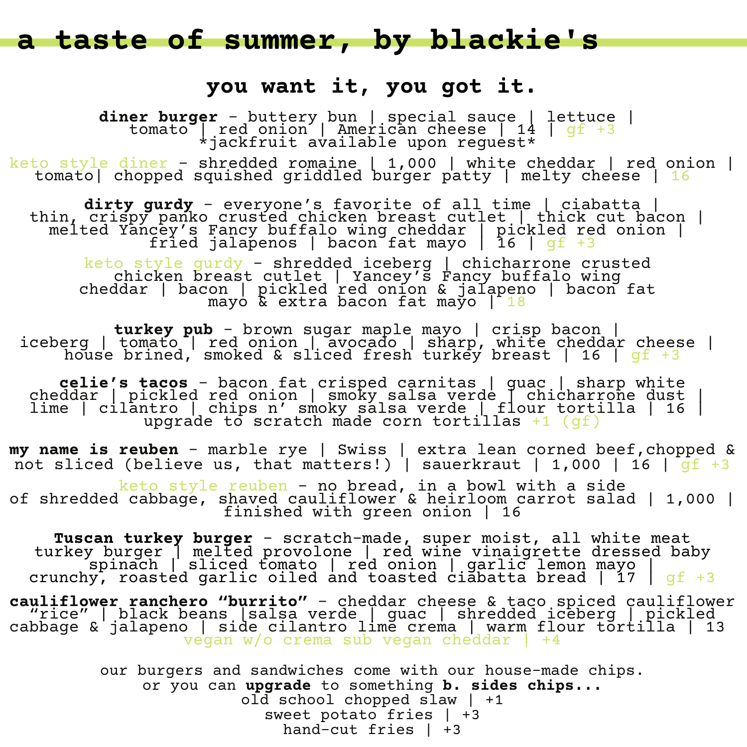# a taste of summer, by blackie's

## you want it, you got it.

**diner burger** - buttery bun | special sauce | lettuce | tomato | red onion | American cheese | 14 | gf +3
*jackfruit available upon reguest*

keto style diner - shredded romaine | 1,000 | white cheddar | red onion | tomato| chopped squished griddled burger patty | melty cheese | 16

**dirty gurdy** - everyone's favorite of all time | ciabatta | thin, crispy panko crusted chicken breast cutlet | thick cut bacon | melted Yancey's Fancy buffalo wing cheddar | pickled red onion | fried jalapenos | bacon fat mayo | 16 | gf +3

keto style gurdy - shredded iceberg | chicharrone crusted chicken breast cutlet | Yancey's Fancy buffalo wing cheddar | bacon | pickled red onion & jalapeno | bacon fat mayo & extra bacon fat mayo | 18

**turkey pub** - brown sugar maple mayo | crisp bacon | iceberg | tomato | red onion | avocado | sharp, white cheddar cheese | house brined, smoked & sliced fresh turkey breast | 16 | gf +3

**celie's tacos** - bacon fat crisped carnitas | guac | sharp white cheddar | pickled red onion | smoky salsa verde | chicharrone dust | lime | cilantro | chips n' smoky salsa verde | flour tortilla | 16 | upgrade to scratch made corn tortillas +1 (gf)

**my name is reuben** - marble rye | Swiss | extra lean corned beef,chopped & not sliced (believe us, that matters!) | sauerkraut | 1,000 | 16 | gf +3

keto style reuben - no bread, in a bowl with a side of shredded cabbage, shaved cauliflower & heirloom carrot salad | 1,000 | finished with green onion | 16

**Tuscan turkey burger** - scratch-made, super moist, all white meat turkey burger | melted provolone | red wine vinaigrette dressed baby spinach | sliced tomato | red onion | garlic lemon mayo | crunchy, roasted garlic oiled and toasted ciabatta bread | 17 | gf +3

**cauliflower ranchero "burrito"** - cheddar cheese & taco spiced cauliflower "rice" | black beans |salsa verde | guac | shredded iceberg | pickled cabbage & jalapeno | side cilantro lime crema | warm flour tortilla | 13
vegan w/o crema sub vegan cheddar | +4

our burgers and sandwiches come with our house-made chips.
or you can **upgrade** to something **b. sides chips...**
old school chopped slaw | +1
sweet potato fries | +3
hand-cut fries | +3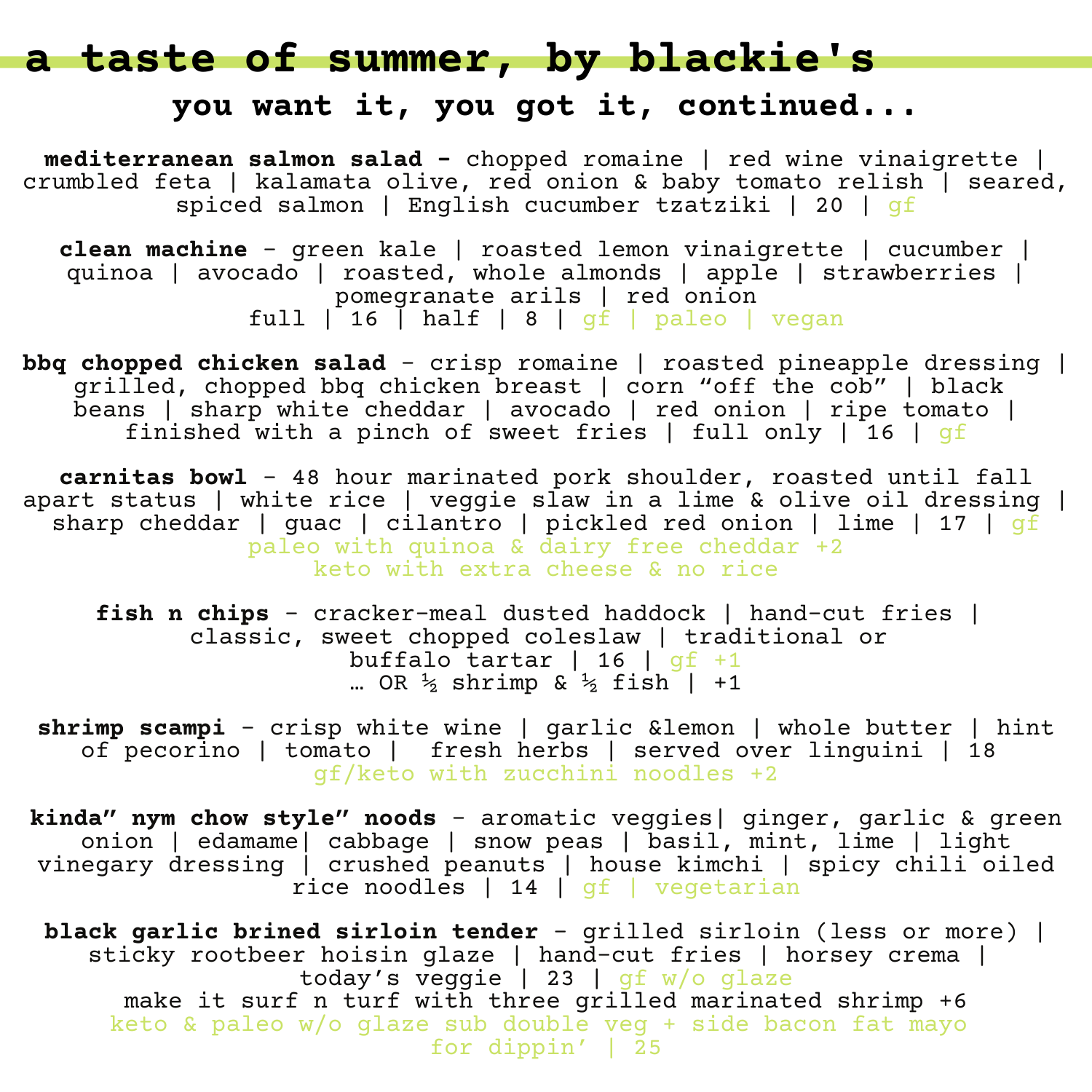# a taste of summer, by blackie's

## you want it, you got it, continued...

**mediterranean salmon salad -** chopped romaine | red wine vinaigrette | crumbled feta | kalamata olive, red onion & baby tomato relish | seared, spiced salmon | English cucumber tzatziki | 20 | gf

**clean machine** - green kale | roasted lemon vinaigrette | cucumber | quinoa | avocado | roasted, whole almonds | apple | strawberries | pomegranate arils | red onion
full | 16 | half | 8 | gf | paleo | vegan

**bbq chopped chicken salad** - crisp romaine | roasted pineapple dressing | grilled, chopped bbq chicken breast | corn "off the cob" | black beans | sharp white cheddar | avocado | red onion | ripe tomato | finished with a pinch of sweet fries | full only | 16 | gf

**carnitas bowl** - 48 hour marinated pork shoulder, roasted until fall apart status | white rice | veggie slaw in a lime & olive oil dressing | sharp cheddar | guac | cilantro | pickled red onion | lime | 17 | gf
paleo with quinoa & dairy free cheddar +2
keto with extra cheese & no rice

**fish n chips** - cracker-meal dusted haddock | hand-cut fries | classic, sweet chopped coleslaw | traditional or buffalo tartar | 16 | gf +1
… OR ½ shrimp & ½ fish | +1

**shrimp scampi** - crisp white wine | garlic &lemon | whole butter | hint of pecorino | tomato | fresh herbs | served over linguini | 18
gf/keto with zucchini noodles +2

**kinda" nym chow style" noods** - aromatic veggies| ginger, garlic & green onion | edamame| cabbage | snow peas | basil, mint, lime | light vinegary dressing | crushed peanuts | house kimchi | spicy chili oiled rice noodles | 14 | gf | vegetarian

**black garlic brined sirloin tender** - grilled sirloin (less or more) | sticky rootbeer hoisin glaze | hand-cut fries | horsey crema | today's veggie | 23 | gf w/o glaze
make it surf n turf with three grilled marinated shrimp +6
keto & paleo w/o glaze sub double veg + side bacon fat mayo for dippin' | 25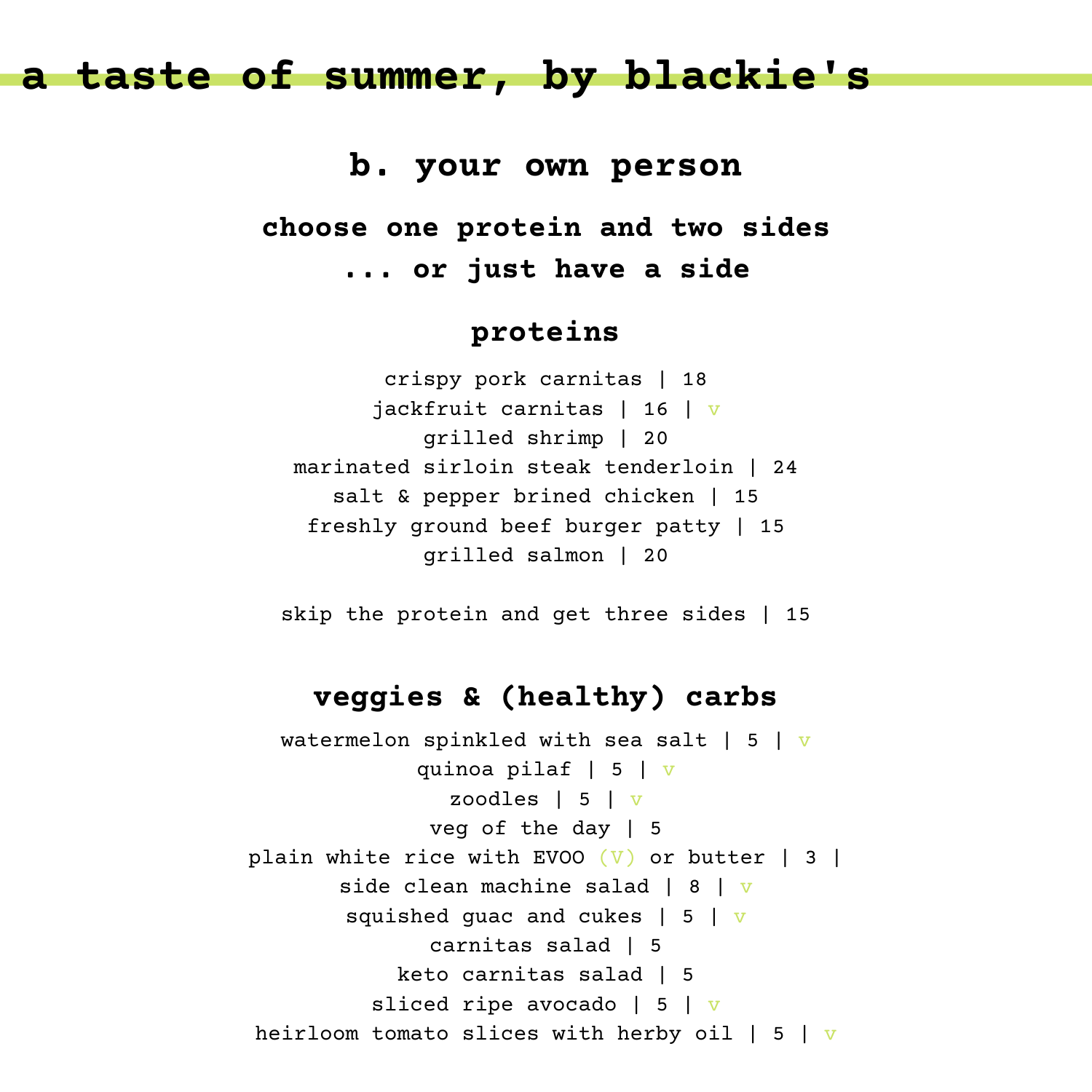# a taste of summer, by blackie's

## b. your own person

### choose one protein and two sides
### ... or just have a side

### proteins

crispy pork carnitas | 18
jackfruit carnitas | 16 | v
grilled shrimp | 20
marinated sirloin steak tenderloin | 24
salt & pepper brined chicken | 15
freshly ground beef burger patty | 15
grilled salmon | 20

skip the protein and get three sides | 15

### veggies & (healthy) carbs

watermelon spinkled with sea salt | 5 | v
quinoa pilaf | 5 | v
zoodles | 5 | v
veg of the day | 5
plain white rice with EVOO (V) or butter | 3 |
side clean machine salad | 8 | v
squished guac and cukes | 5 | v
carnitas salad | 5
keto carnitas salad | 5
sliced ripe avocado | 5 | v
heirloom tomato slices with herby oil | 5 | v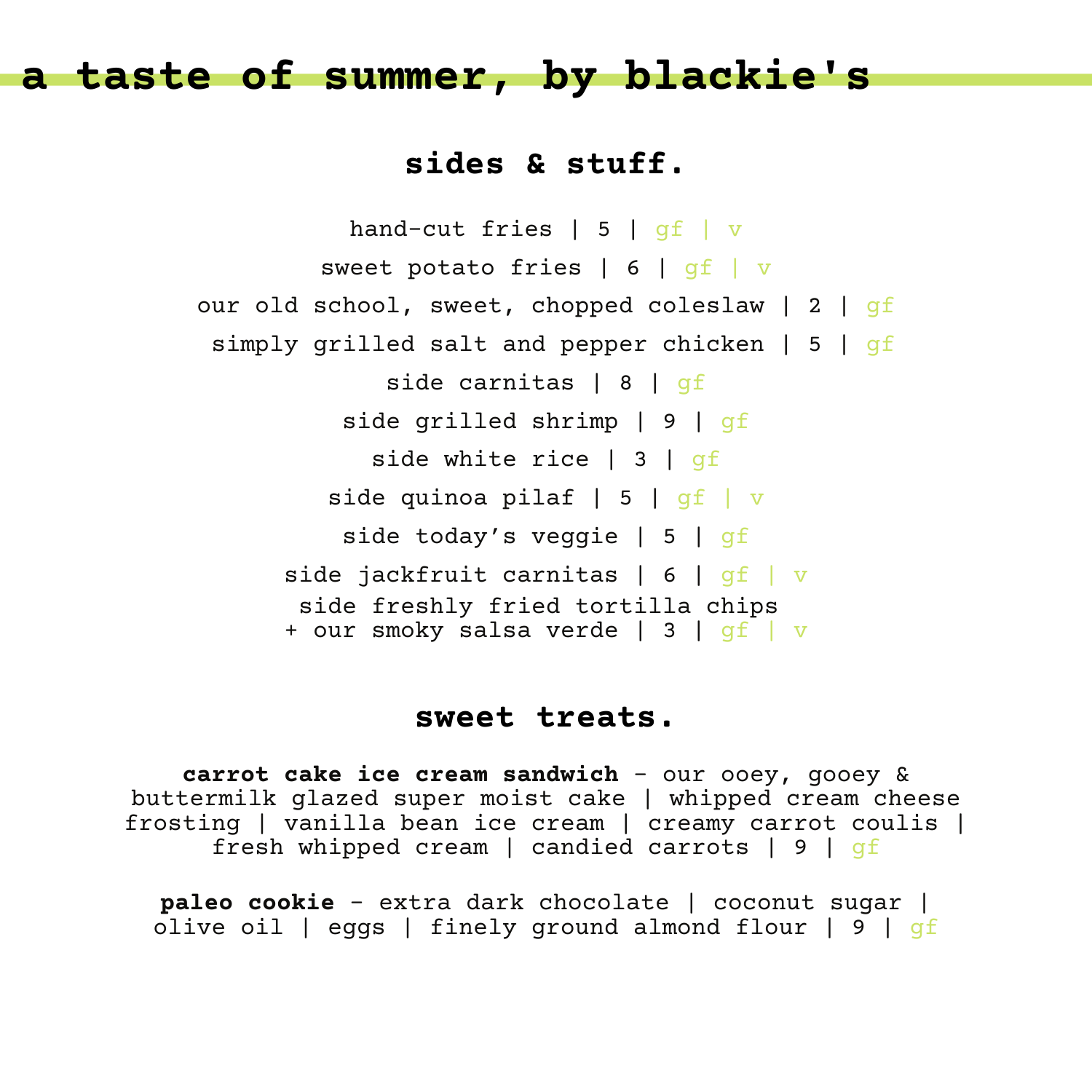# a taste of summer, by blackie's

## sides & stuff.

hand-cut fries | 5 | gf | v

sweet potato fries | 6 | gf | v

our old school, sweet, chopped coleslaw | 2 | gf

simply grilled salt and pepper chicken | 5 | gf

side carnitas | 8 | gf

side grilled shrimp | 9 | gf

side white rice | 3 | gf

side quinoa pilaf | 5 | gf | v

side today's veggie | 5 | gf

side jackfruit carnitas | 6 | gf | v

side freshly fried tortilla chips
+ our smoky salsa verde | 3 | gf | v

## sweet treats.

**carrot cake ice cream sandwich** - our ooey, gooey & buttermilk glazed super moist cake | whipped cream cheese frosting | vanilla bean ice cream | creamy carrot coulis | fresh whipped cream | candied carrots | 9 | gf

**paleo cookie** - extra dark chocolate | coconut sugar | olive oil | eggs | finely ground almond flour | 9 | gf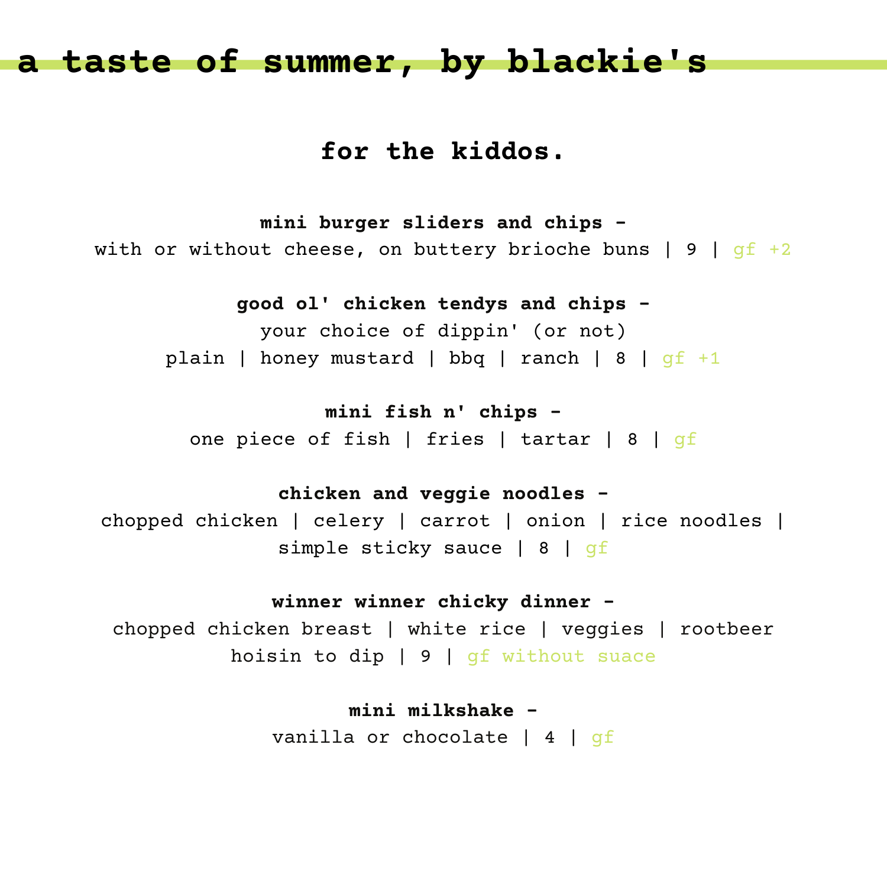# a taste of summer, by blackie's

## for the kiddos.

**mini burger sliders and chips -**
with or without cheese, on buttery brioche buns | 9 | gf +2

**good ol' chicken tendys and chips -**
your choice of dippin' (or not)
plain | honey mustard | bbq | ranch | 8 | gf +1

**mini fish n' chips -**
one piece of fish | fries | tartar | 8 | gf

**chicken and veggie noodles -**
chopped chicken | celery | carrot | onion | rice noodles | simple sticky sauce | 8 | gf

**winner winner chicky dinner -**
chopped chicken breast | white rice | veggies | rootbeer hoisin to dip | 9 | gf without suace

**mini milkshake -**
vanilla or chocolate | 4 | gf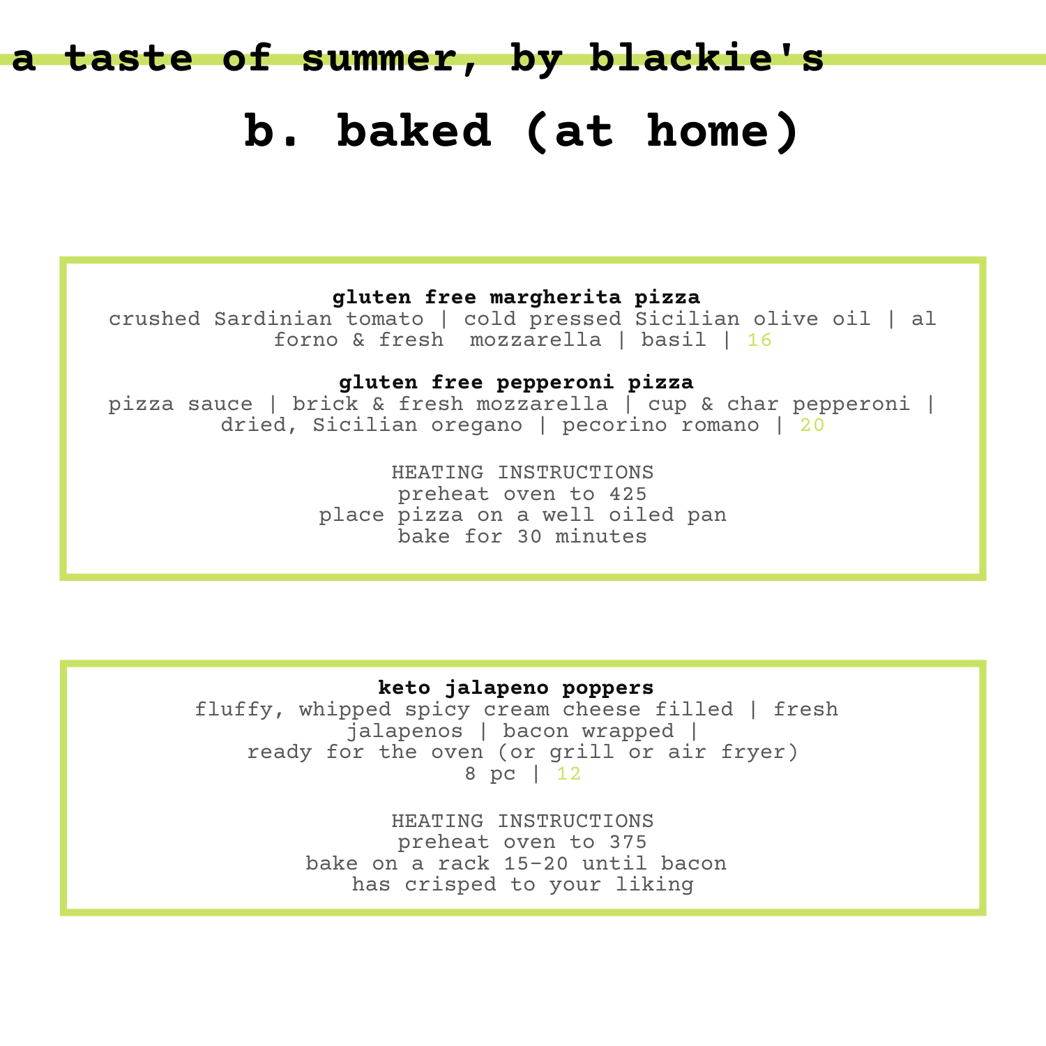# a taste of summer, by blackie's

## b. baked (at home)

**gluten free margherita pizza**
crushed Sardinian tomato | cold pressed Sicilian olive oil | al forno & fresh mozzarella | basil | 16

**gluten free pepperoni pizza**
pizza sauce | brick & fresh mozzarella | cup & char pepperoni | dried, Sicilian oregano | pecorino romano | 20

HEATING INSTRUCTIONS
preheat oven to 425
place pizza on a well oiled pan
bake for 30 minutes

**keto jalapeno poppers**
fluffy, whipped spicy cream cheese filled | fresh jalapenos | bacon wrapped |
ready for the oven (or grill or air fryer)
8 pc | 12

HEATING INSTRUCTIONS
preheat oven to 375
bake on a rack 15-20 until bacon has crisped to your liking